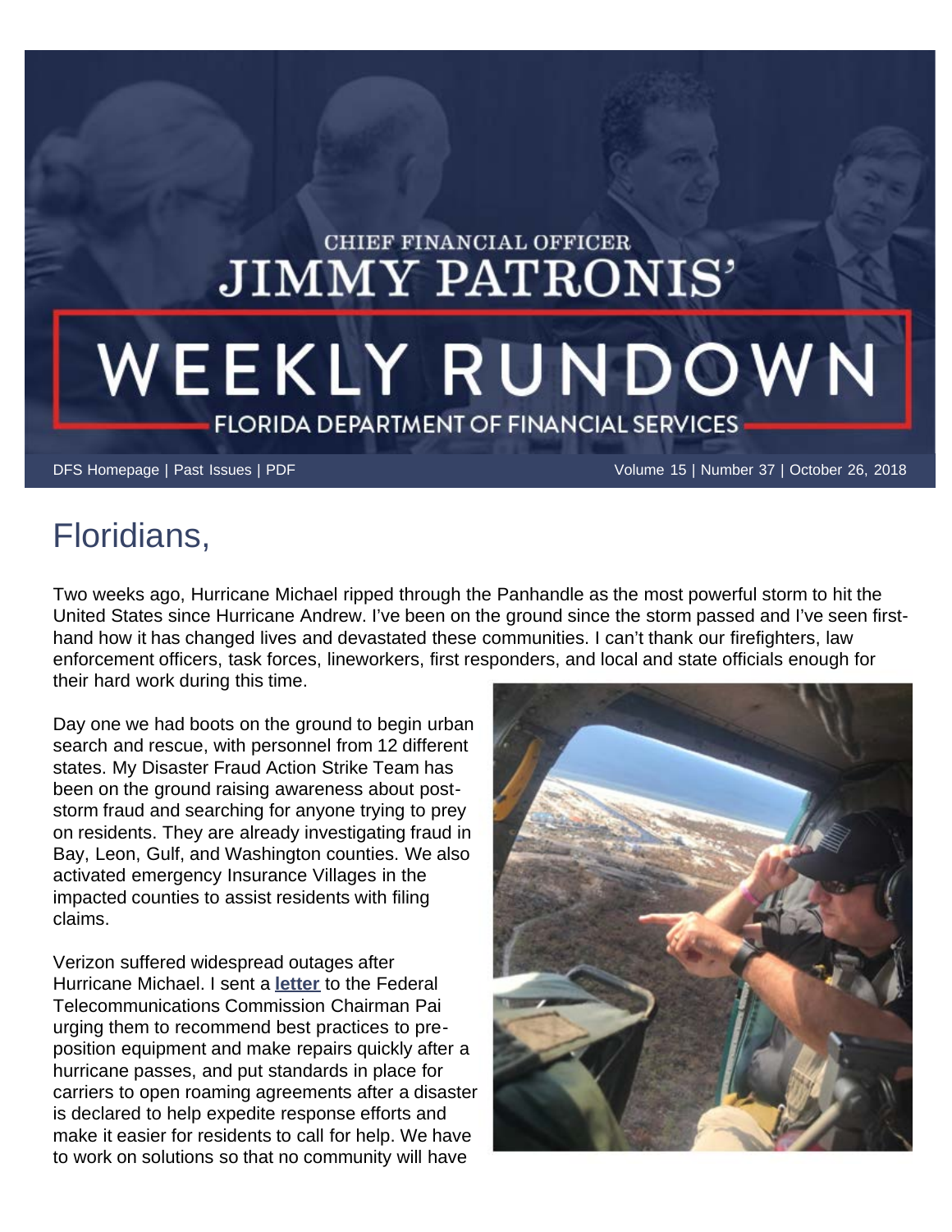# CHIEF FINANCIAL OFFICER JIMMY PATRONIS' WEEKLY RUNDOWN

FLORIDA DEPARTMENT OF FINANCIAL SERVICES

DFS Homepage | Past Issues | PDF

Volume 15 | Number 37 | October 26, 2018

## Floridians,

Two weeks ago, Hurricane Michael ripped through the Panhandle as the most powerful storm to hit the United States since Hurricane Andrew. I've been on the ground since the storm passed and I've seen first-hand how it has changed lives and devastated these communities. I can't thank our firefighters, law enforcement officers, task forces, lineworkers, first responders, and local and state officials enough for their hard work during this time.

Day one we had boots on the ground to begin urban search and rescue, with personnel from 12 different states. My Disaster Fraud Action Strike Team has been on the ground raising awareness about post-storm fraud and searching for anyone trying to prey on residents. They are already investigating fraud in Bay, Leon, Gulf, and Washington counties. We also activated emergency Insurance Villages in the impacted counties to assist residents with filing claims.

Verizon suffered widespread outages after Hurricane Michael. I sent a **letter** to the Federal Telecommunications Commission Chairman Pai urging them to recommend best practices to pre-position equipment and make repairs quickly after a hurricane passes, and put standards in place for carriers to open roaming agreements after a disaster is declared to help expedite response efforts and make it easier for residents to call for help. We have to work on solutions so that no community will have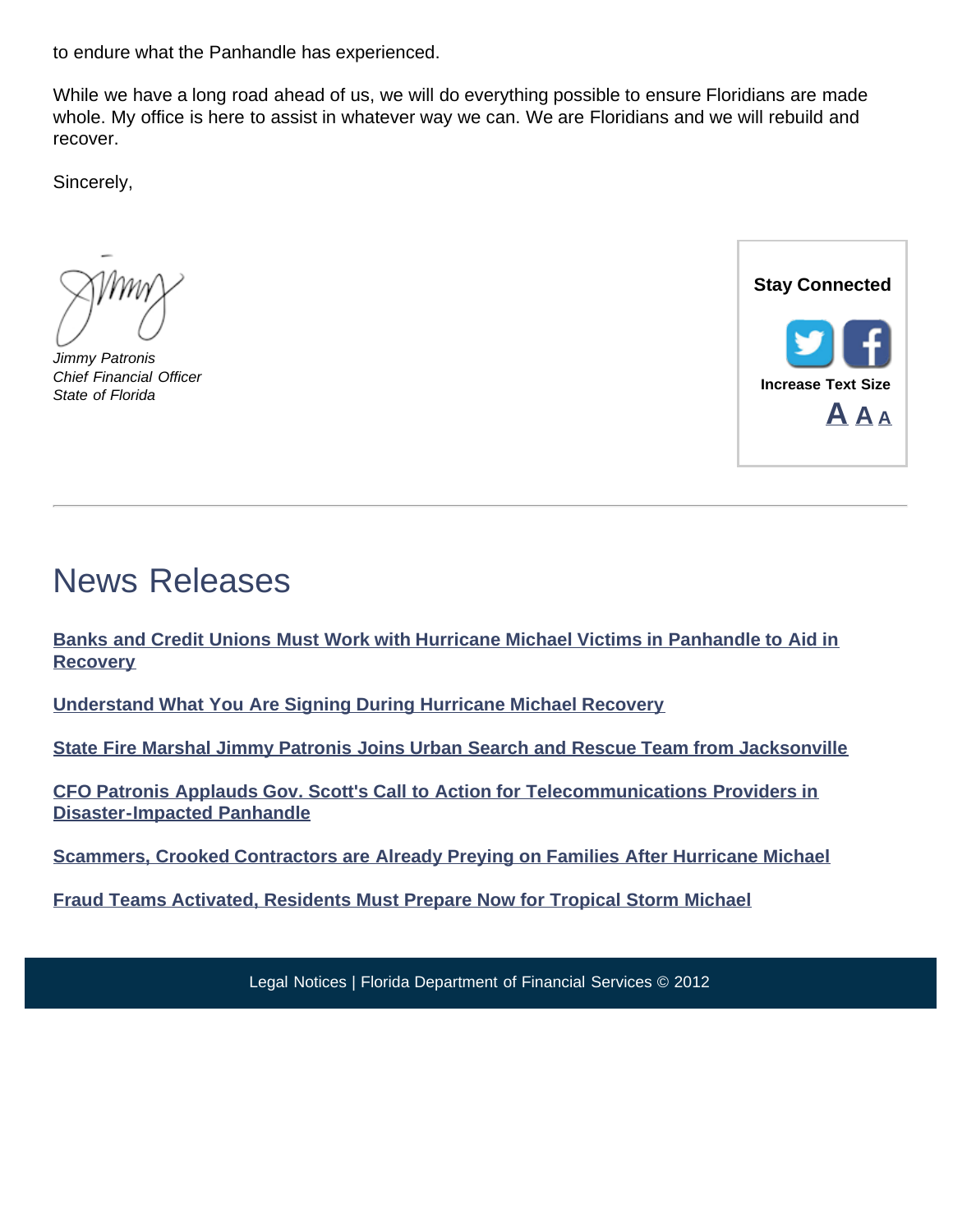to endure what the Panhandle has experienced.

While we have a long road ahead of us, we will do everything possible to ensure Floridians are made whole. My office is here to assist in whatever way we can. We are Floridians and we will rebuild and recover.

Sincerely,

*Jimmy Patronis*
*Chief Financial Officer*
*State of Florida*

**Stay Connected**

**Increase Text Size**

**A A A**

---

# News Releases

**Banks and Credit Unions Must Work with Hurricane Michael Victims in Panhandle to Aid in Recovery**

**Understand What You Are Signing During Hurricane Michael Recovery**

**State Fire Marshal Jimmy Patronis Joins Urban Search and Rescue Team from Jacksonville**

**CFO Patronis Applauds Gov. Scott's Call to Action for Telecommunications Providers in Disaster-Impacted Panhandle**

**Scammers, Crooked Contractors are Already Preying on Families After Hurricane Michael**

**Fraud Teams Activated, Residents Must Prepare Now for Tropical Storm Michael**

Legal Notices | Florida Department of Financial Services © 2012